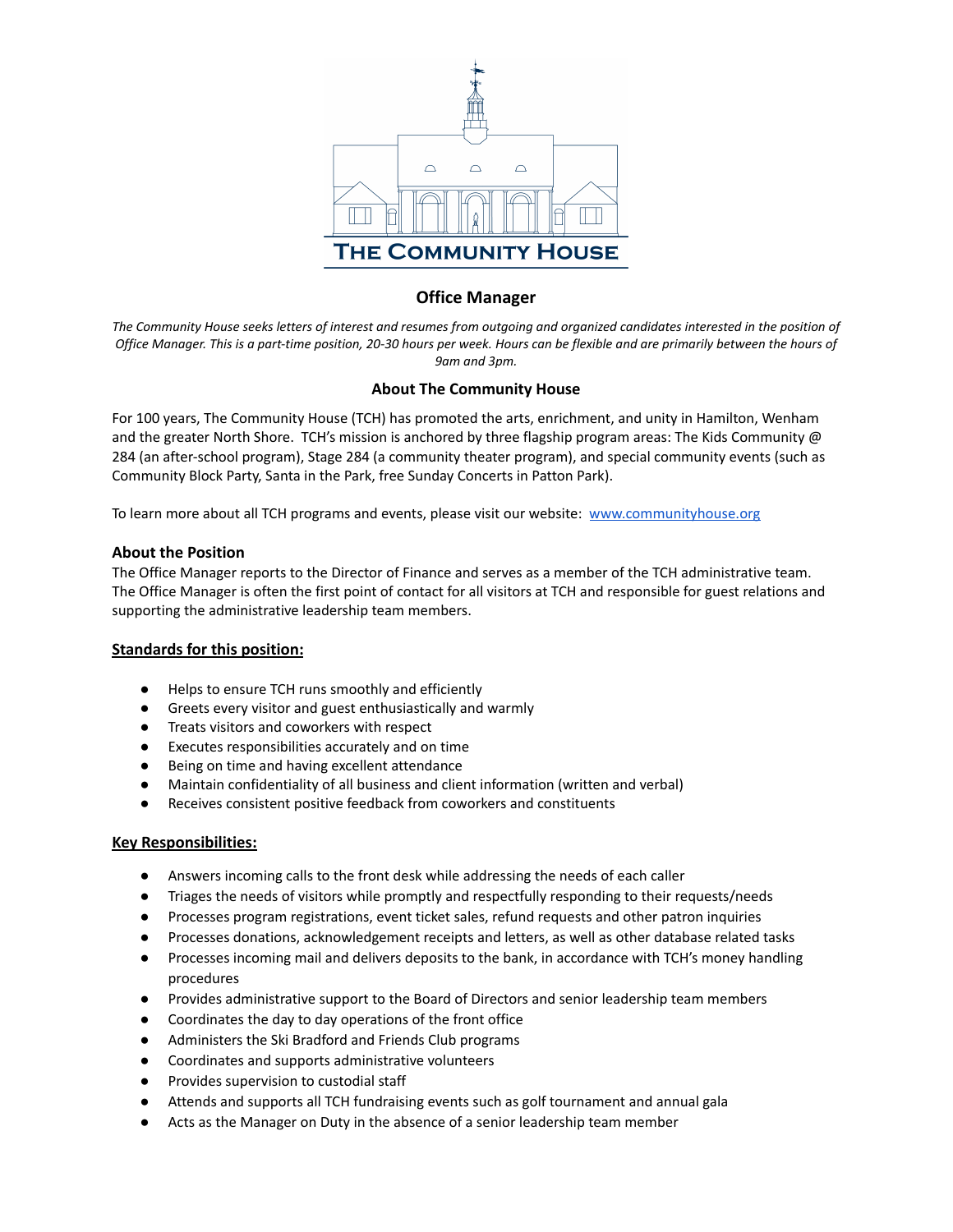THE COMMUNITY HOUSE

# Office Manager

*The Community House seeks letters of interest and resumes from outgoing and organized candidates interested in the position of Office Manager. This is a part-time position, 20-30 hours per week. Hours can be flexible and are primarily between the hours of 9am and 3pm.*

## About The Community House

For 100 years, The Community House (TCH) has promoted the arts, enrichment, and unity in Hamilton, Wenham and the greater North Shore. TCH's mission is anchored by three flagship program areas: The Kids Community @ 284 (an after-school program), Stage 284 (a community theater program), and special community events (such as Community Block Party, Santa in the Park, free Sunday Concerts in Patton Park).

To learn more about all TCH programs and events, please visit our website: [www.communityhouse.org](www.communityhouse.org)

### About the Position

The Office Manager reports to the Director of Finance and serves as a member of the TCH administrative team. The Office Manager is often the first point of contact for all visitors at TCH and responsible for guest relations and supporting the administrative leadership team members.

### Standards for this position:

- Helps to ensure TCH runs smoothly and efficiently
- Greets every visitor and guest enthusiastically and warmly
- Treats visitors and coworkers with respect
- Executes responsibilities accurately and on time
- Being on time and having excellent attendance
- Maintain confidentiality of all business and client information (written and verbal)
- Receives consistent positive feedback from coworkers and constituents

### Key Responsibilities:

- Answers incoming calls to the front desk while addressing the needs of each caller
- Triages the needs of visitors while promptly and respectfully responding to their requests/needs
- Processes program registrations, event ticket sales, refund requests and other patron inquiries
- Processes donations, acknowledgement receipts and letters, as well as other database related tasks
- Processes incoming mail and delivers deposits to the bank, in accordance with TCH's money handling procedures
- Provides administrative support to the Board of Directors and senior leadership team members
- Coordinates the day to day operations of the front office
- Administers the Ski Bradford and Friends Club programs
- Coordinates and supports administrative volunteers
- Provides supervision to custodial staff
- Attends and supports all TCH fundraising events such as golf tournament and annual gala
- Acts as the Manager on Duty in the absence of a senior leadership team member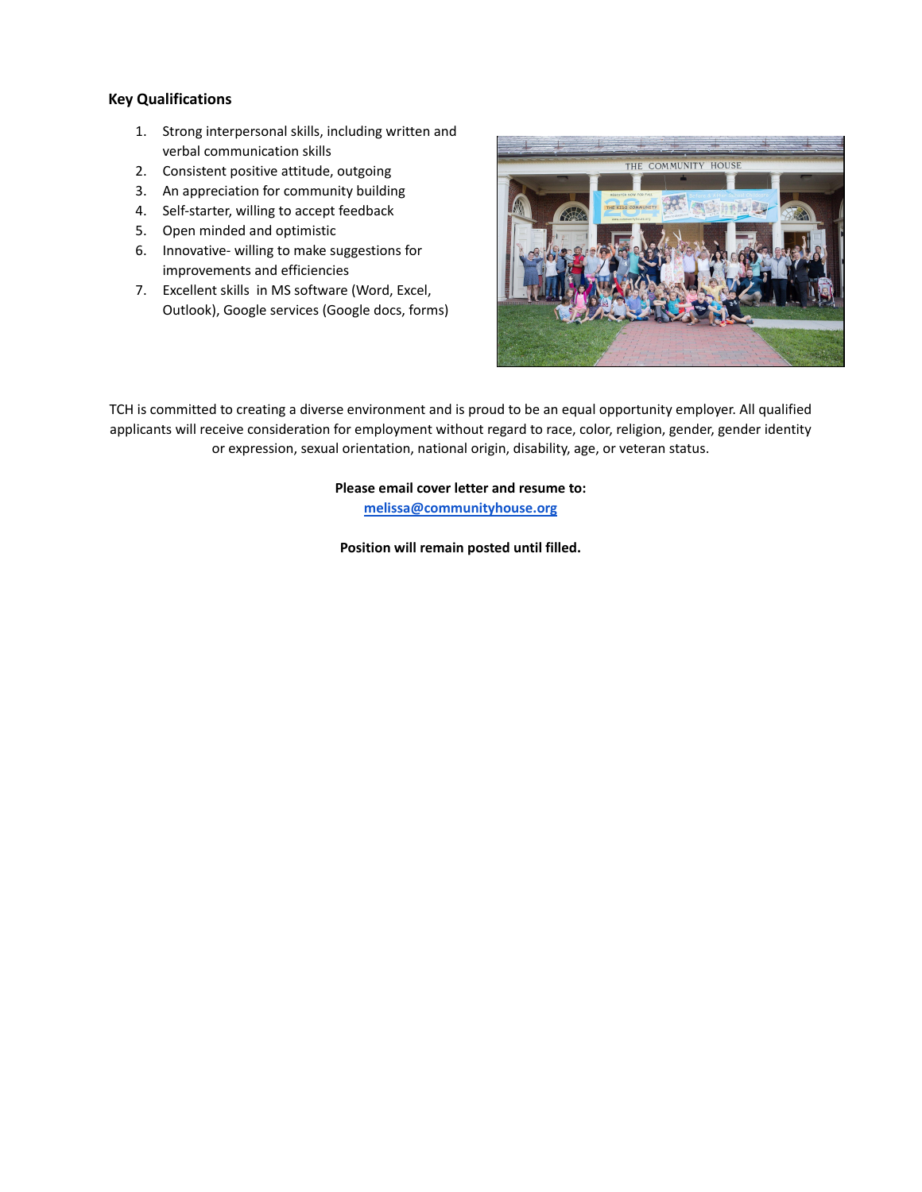**Key Qualifications**

1. Strong interpersonal skills, including written and verbal communication skills
2. Consistent positive attitude, outgoing
3. An appreciation for community building
4. Self-starter, willing to accept feedback
5. Open minded and optimistic
6. Innovative- willing to make suggestions for improvements and efficiencies
7. Excellent skills in MS software (Word, Excel, Outlook), Google services (Google docs, forms)

TCH is committed to creating a diverse environment and is proud to be an equal opportunity employer. All qualified applicants will receive consideration for employment without regard to race, color, religion, gender, gender identity or expression, sexual orientation, national origin, disability, age, or veteran status.

**Please email cover letter and resume to:**
**melissa@communityhouse.org**

**Position will remain posted until filled.**